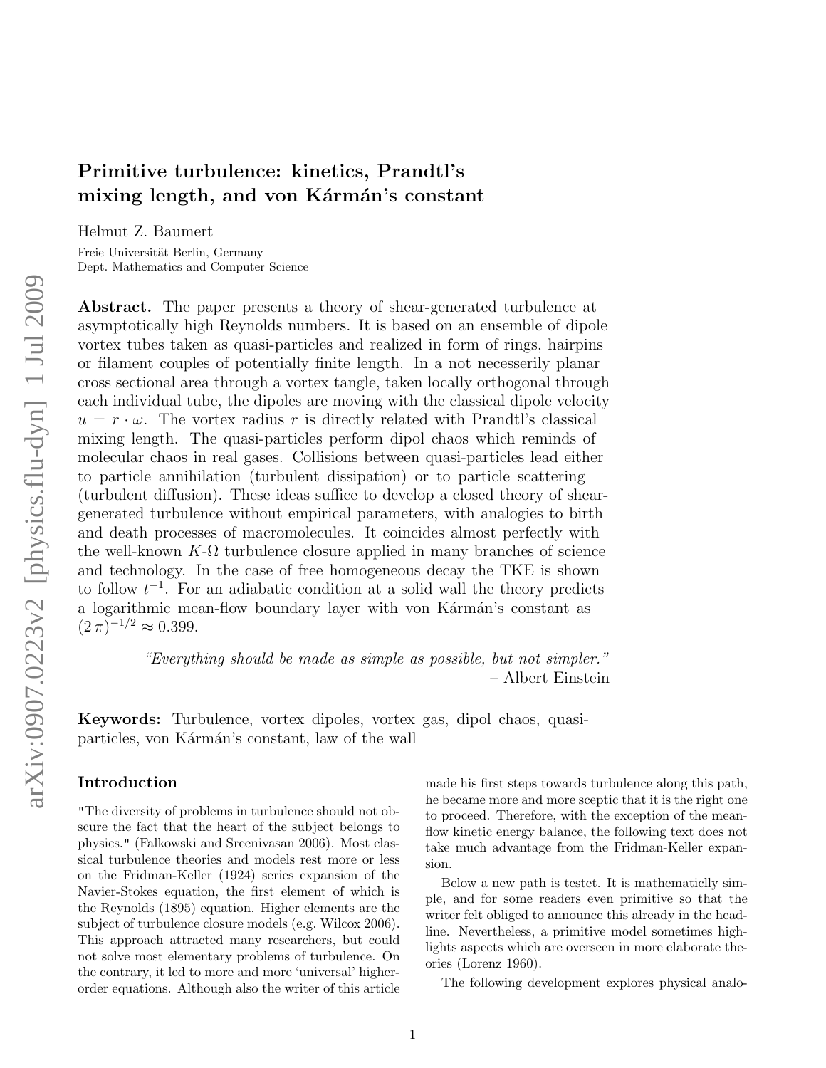# Primitive turbulence: kinetics, Prandtl's mixing length, and von Kármán's constant

Helmut Z. Baumert

Freie Universität Berlin, Germany
Dept. Mathematics and Computer Science

**Abstract.** The paper presents a theory of shear-generated turbulence at asymptotically high Reynolds numbers. It is based on an ensemble of dipole vortex tubes taken as quasi-particles and realized in form of rings, hairpins or filament couples of potentially finite length. In a not necesserily planar cross sectional area through a vortex tangle, taken locally orthogonal through each individual tube, the dipoles are moving with the classical dipole velocity $u = r \cdot \omega$. The vortex radius $r$ is directly related with Prandtl's classical mixing length. The quasi-particles perform dipol chaos which reminds of molecular chaos in real gases. Collisions between quasi-particles lead either to particle annihilation (turbulent dissipation) or to particle scattering (turbulent diffusion). These ideas suffice to develop a closed theory of shear-generated turbulence without empirical parameters, with analogies to birth and death processes of macromolecules. It coincides almost perfectly with the well-known $K$-$\Omega$ turbulence closure applied in many branches of science and technology. In the case of free homogeneous decay the TKE is shown to follow $t^{-1}$. For an adiabatic condition at a solid wall the theory predicts a logarithmic mean-flow boundary layer with von Kármán's constant as $(2\,\pi)^{-1/2} \approx 0.399$.

> *"Everything should be made as simple as possible, but not simpler."*
> – Albert Einstein

**Keywords:** Turbulence, vortex dipoles, vortex gas, dipol chaos, quasi-particles, von Kármán's constant, law of the wall

## Introduction

"The diversity of problems in turbulence should not obscure the fact that the heart of the subject belongs to physics." (Falkowski and Sreenivasan 2006). Most classical turbulence theories and models rest more or less on the Fridman-Keller (1924) series expansion of the Navier-Stokes equation, the first element of which is the Reynolds (1895) equation. Higher elements are the subject of turbulence closure models (e.g. Wilcox 2006). This approach attracted many researchers, but could not solve most elementary problems of turbulence. On the contrary, it led to more and more 'universal' higher-order equations. Although also the writer of this article made his first steps towards turbulence along this path, he became more and more sceptic that it is the right one to proceed. Therefore, with the exception of the mean-flow kinetic energy balance, the following text does not take much advantage from the Fridman-Keller expansion.

Below a new path is testet. It is mathematiclly simple, and for some readers even primitive so that the writer felt obliged to announce this already in the headline. Nevertheless, a primitive model sometimes highlights aspects which are overseen in more elaborate theories (Lorenz 1960).

The following development explores physical analo-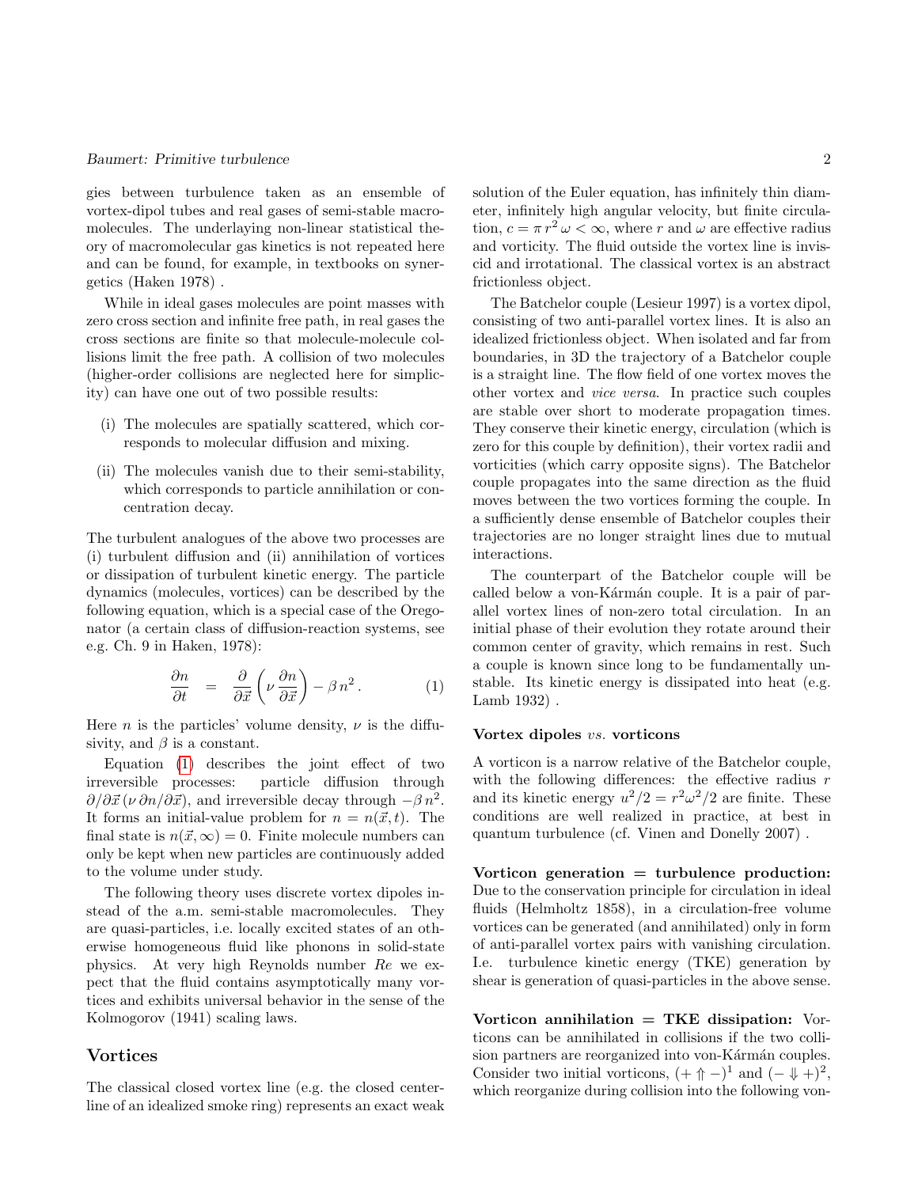gies between turbulence taken as an ensemble of vortex-dipol tubes and real gases of semi-stable macromolecules. The underlaying non-linear statistical theory of macromolecular gas kinetics is not repeated here and can be found, for example, in textbooks on synergetics (Haken 1978) .

While in ideal gases molecules are point masses with zero cross section and infinite free path, in real gases the cross sections are finite so that molecule-molecule collisions limit the free path. A collision of two molecules (higher-order collisions are neglected here for simplicity) can have one out of two possible results:

(i) The molecules are spatially scattered, which corresponds to molecular diffusion and mixing.

(ii) The molecules vanish due to their semi-stability, which corresponds to particle annihilation or concentration decay.

The turbulent analogues of the above two processes are (i) turbulent diffusion and (ii) annihilation of vortices or dissipation of turbulent kinetic energy. The particle dynamics (molecules, vortices) can be described by the following equation, which is a special case of the Oregonator (a certain class of diffusion-reaction systems, see e.g. Ch. 9 in Haken, 1978):

$$\frac{\partial n}{\partial t} \quad = \quad \frac{\partial}{\partial \vec{x}} \left( \nu \, \frac{\partial n}{\partial \vec{x}} \right) - \beta \, n^2 \, . \tag{1}$$

Here $n$ is the particles' volume density, $\nu$ is the diffusivity, and $\beta$ is a constant.

Equation (1) describes the joint effect of two irreversible processes: particle diffusion through $\partial/\partial\vec{x}\,(\nu\,\partial n/\partial\vec{x})$, and irreversible decay through $-\beta\,n^2$. It forms an initial-value problem for $n = n(\vec{x}, t)$. The final state is $n(\vec{x}, \infty) = 0$. Finite molecule numbers can only be kept when new particles are continuously added to the volume under study.

The following theory uses discrete vortex dipoles instead of the a.m. semi-stable macromolecules. They are quasi-particles, i.e. locally excited states of an otherwise homogeneous fluid like phonons in solid-state physics. At very high Reynolds number $Re$ we expect that the fluid contains asymptotically many vortices and exhibits universal behavior in the sense of the Kolmogorov (1941) scaling laws.

## Vortices

The classical closed vortex line (e.g. the closed centerline of an idealized smoke ring) represents an exact weak solution of the Euler equation, has infinitely thin diameter, infinitely high angular velocity, but finite circulation, $c = \pi\, r^2\, \omega < \infty$, where $r$ and $\omega$ are effective radius and vorticity. The fluid outside the vortex line is inviscid and irrotational. The classical vortex is an abstract frictionless object.

The Batchelor couple (Lesieur 1997) is a vortex dipol, consisting of two anti-parallel vortex lines. It is also an idealized frictionless object. When isolated and far from boundaries, in 3D the trajectory of a Batchelor couple is a straight line. The flow field of one vortex moves the other vortex and *vice versa*. In practice such couples are stable over short to moderate propagation times. They conserve their kinetic energy, circulation (which is zero for this couple by definition), their vortex radii and vorticities (which carry opposite signs). The Batchelor couple propagates into the same direction as the fluid moves between the two vortices forming the couple. In a sufficiently dense ensemble of Batchelor couples their trajectories are no longer straight lines due to mutual interactions.

The counterpart of the Batchelor couple will be called below a von-Kármán couple. It is a pair of parallel vortex lines of non-zero total circulation. In an initial phase of their evolution they rotate around their common center of gravity, which remains in rest. Such a couple is known since long to be fundamentally unstable. Its kinetic energy is dissipated into heat (e.g. Lamb 1932) .

### Vortex dipoles *vs.* vorticons

A vorticon is a narrow relative of the Batchelor couple, with the following differences: the effective radius $r$ and its kinetic energy $u^2/2 = r^2\omega^2/2$ are finite. These conditions are well realized in practice, at best in quantum turbulence (cf. Vinen and Donelly 2007) .

**Vorticon generation = turbulence production:** Due to the conservation principle for circulation in ideal fluids (Helmholtz 1858), in a circulation-free volume vortices can be generated (and annihilated) only in form of anti-parallel vortex pairs with vanishing circulation. I.e. turbulence kinetic energy (TKE) generation by shear is generation of quasi-particles in the above sense.

**Vorticon annihilation = TKE dissipation:** Vorticons can be annihilated in collisions if the two collision partners are reorganized into von-Kármán couples. Consider two initial vorticons, $(+\Uparrow-)^1$ and $(-\Downarrow+)^2$, which reorganize during collision into the following von-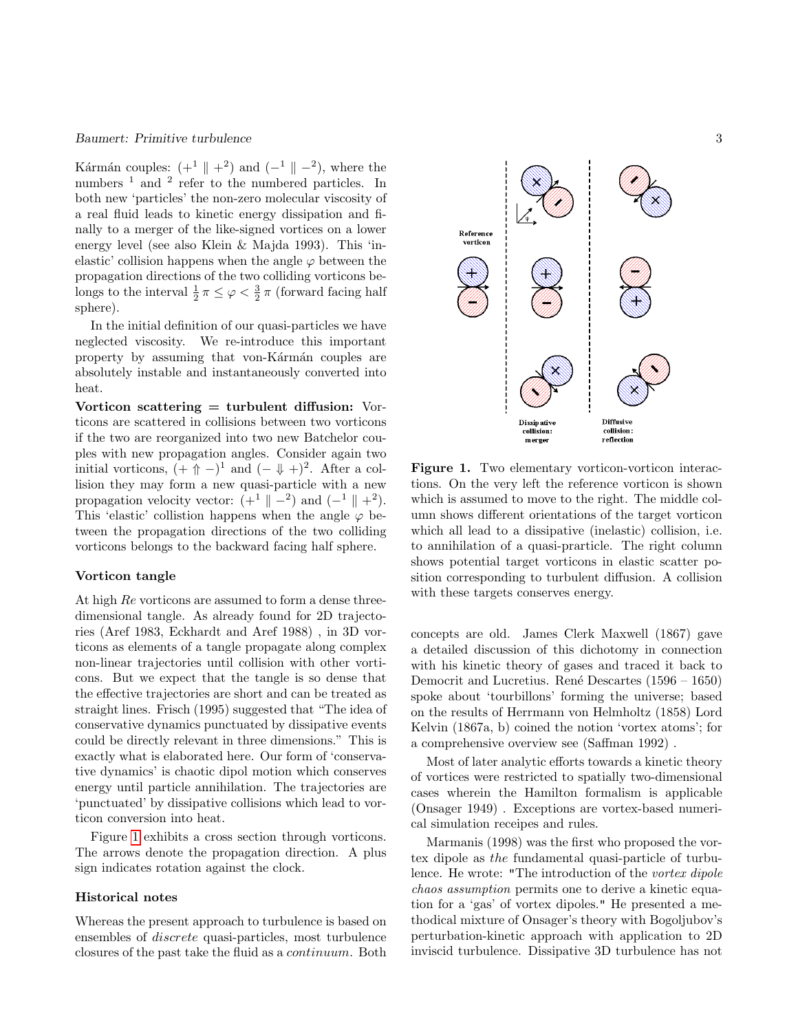Kármán couples: $(+^1 \parallel +^2)$ and $(-^1 \parallel -^2)$, where the numbers $^1$ and $^2$ refer to the numbered particles. In both new 'particles' the non-zero molecular viscosity of a real fluid leads to kinetic energy dissipation and finally to a merger of the like-signed vortices on a lower energy level (see also Klein & Majda 1993). This 'inelastic' collision happens when the angle $\varphi$ between the propagation directions of the two colliding vorticons belongs to the interval $\frac{1}{2}\pi \leq \varphi < \frac{3}{2}\pi$ (forward facing half sphere).

In the initial definition of our quasi-particles we have neglected viscosity. We re-introduce this important property by assuming that von-Kármán couples are absolutely instable and instantaneously converted into heat.

**Vorticon scattering = turbulent diffusion:** Vorticons are scattered in collisions between two vorticons if the two are reorganized into two new Batchelor couples with new propagation angles. Consider again two initial vorticons, $(+ \Uparrow -)^1$ and $(- \Downarrow +)^2$. After a collision they may form a new quasi-particle with a new propagation velocity vector: $(+^1 \parallel -^2)$ and $(-^1 \parallel +^2)$. This 'elastic' collistion happens when the angle $\varphi$ between the propagation directions of the two colliding vorticons belongs to the backward facing half sphere.

### Vorticon tangle

At high $Re$ vorticons are assumed to form a dense three-dimensional tangle. As already found for 2D trajectories (Aref 1983, Eckhardt and Aref 1988) , in 3D vorticons as elements of a tangle propagate along complex non-linear trajectories until collision with other vorticons. But we expect that the tangle is so dense that the effective trajectories are short and can be treated as straight lines. Frisch (1995) suggested that "The idea of conservative dynamics punctuated by dissipative events could be directly relevant in three dimensions." This is exactly what is elaborated here. Our form of 'conservative dynamics' is chaotic dipol motion which conserves energy until particle annihilation. The trajectories are 'punctuated' by dissipative collisions which lead to vorticon conversion into heat.

Figure 1 exhibits a cross section through vorticons. The arrows denote the propagation direction. A plus sign indicates rotation against the clock.

### Historical notes

Whereas the present approach to turbulence is based on ensembles of *discrete* quasi-particles, most turbulence closures of the past take the fluid as a *continuum*. Both concepts are old. James Clerk Maxwell (1867) gave a detailed discussion of this dichotomy in connection with his kinetic theory of gases and traced it back to Democrit and Lucretius. René Descartes (1596 – 1650) spoke about 'tourbillons' forming the universe; based on the results of Herrmann von Helmholtz (1858) Lord Kelvin (1867a, b) coined the notion 'vortex atoms'; for a comprehensive overview see (Saffman 1992) .

Most of later analytic efforts towards a kinetic theory of vortices were restricted to spatially two-dimensional cases wherein the Hamilton formalism is applicable (Onsager 1949) . Exceptions are vortex-based numerical simulation receipes and rules.

Marmanis (1998) was the first who proposed the vortex dipole as *the* fundamental quasi-particle of turbulence. He wrote: "The introduction of the *vortex dipole chaos assumption* permits one to derive a kinetic equation for a 'gas' of vortex dipoles." He presented a methodical mixture of Onsager's theory with Bogoljubov's perturbation-kinetic approach with application to 2D inviscid turbulence. Dissipative 3D turbulence has not

**Figure 1.** Two elementary vorticon-vorticon interactions. On the very left the reference vorticon is shown which is assumed to move to the right. The middle column shows different orientations of the target vorticon which all lead to a dissipative (inelastic) collision, i.e. to annihilation of a quasi-prarticle. The right column shows potential target vorticons in elastic scatter position corresponding to turbulent diffusion. A collision with these targets conserves energy.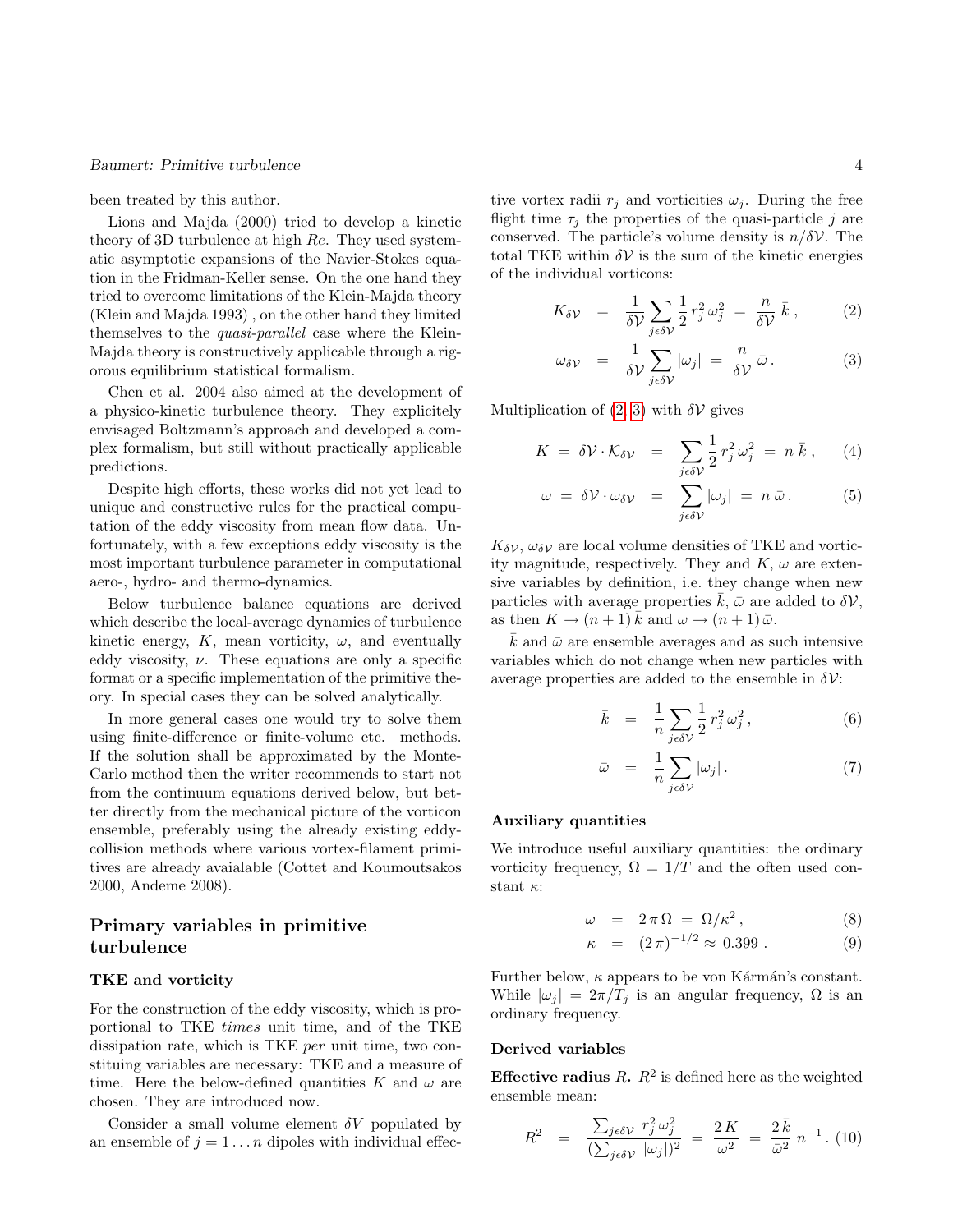been treated by this author.

Lions and Majda (2000) tried to develop a kinetic theory of 3D turbulence at high $Re$. They used systematic asymptotic expansions of the Navier-Stokes equation in the Fridman-Keller sense. On the one hand they tried to overcome limitations of the Klein-Majda theory (Klein and Majda 1993) , on the other hand they limited themselves to the *quasi-parallel* case where the Klein-Majda theory is constructively applicable through a rigorous equilibrium statistical formalism.

Chen et al. 2004 also aimed at the development of a physico-kinetic turbulence theory. They explicitely envisaged Boltzmann's approach and developed a complex formalism, but still without practically applicable predictions.

Despite high efforts, these works did not yet lead to unique and constructive rules for the practical computation of the eddy viscosity from mean flow data. Unfortunately, with a few exceptions eddy viscosity is the most important turbulence parameter in computational aero-, hydro- and thermo-dynamics.

Below turbulence balance equations are derived which describe the local-average dynamics of turbulence kinetic energy, $K$, mean vorticity, $\omega$, and eventually eddy viscosity, $\nu$. These equations are only a specific format or a specific implementation of the primitive theory. In special cases they can be solved analytically.

In more general cases one would try to solve them using finite-difference or finite-volume etc. methods. If the solution shall be approximated by the Monte-Carlo method then the writer recommends to start not from the continuum equations derived below, but better directly from the mechanical picture of the vorticon ensemble, preferably using the already existing eddy-collision methods where various vortex-filament primitives are already avaialable (Cottet and Koumoutsakos 2000, Andeme 2008).

## Primary variables in primitive turbulence

### TKE and vorticity

For the construction of the eddy viscosity, which is proportional to TKE *times* unit time, and of the TKE dissipation rate, which is TKE *per* unit time, two constituting variables are necessary: TKE and a measure of time. Here the below-defined quantities $K$ and $\omega$ are chosen. They are introduced now.

Consider a small volume element $\delta V$ populated by an ensemble of $j = 1 \ldots n$ dipoles with individual effective vortex radii $r_j$ and vorticities $\omega_j$. During the free flight time $\tau_j$ the properties of the quasi-particle $j$ are conserved. The particle's volume density is $n/\delta\mathcal{V}$. The total TKE within $\delta\mathcal{V}$ is the sum of the kinetic energies of the individual vorticons:

$$K_{\delta\mathcal{V}} = \frac{1}{\delta\mathcal{V}} \sum_{j\epsilon\delta\mathcal{V}} \frac{1}{2}\, r_j^2\, \omega_j^2 = \frac{n}{\delta\mathcal{V}}\, \bar{k}\,, \tag{2}$$

$$\omega_{\delta\mathcal{V}} = \frac{1}{\delta\mathcal{V}} \sum_{j\epsilon\delta\mathcal{V}} |\omega_j| = \frac{n}{\delta\mathcal{V}}\, \bar{\omega}\,. \tag{3}$$

Multiplication of (2, 3) with $\delta\mathcal{V}$ gives

$$K = \delta\mathcal{V}\cdot\mathcal{K}_{\delta\mathcal{V}} = \sum_{j\epsilon\delta\mathcal{V}} \frac{1}{2}\, r_j^2\, \omega_j^2 = n\, \bar{k}\,, \tag{4}$$

$$\omega = \delta\mathcal{V}\cdot\omega_{\delta\mathcal{V}} = \sum_{j\epsilon\delta\mathcal{V}} |\omega_j| = n\, \bar{\omega}\,. \tag{5}$$

$K_{\delta\mathcal{V}}$, $\omega_{\delta\mathcal{V}}$ are local volume densities of TKE and vorticity magnitude, respectively. They and $K$, $\omega$ are extensive variables by definition, i.e. they change when new particles with average properties $\bar{k}$, $\bar{\omega}$ are added to $\delta\mathcal{V}$, as then $K \to (n+1)\,\bar{k}$ and $\omega \to (n+1)\,\bar{\omega}$.

$\bar{k}$ and $\bar{\omega}$ are ensemble averages and as such intensive variables which do not change when new particles with average properties are added to the ensemble in $\delta\mathcal{V}$:

$$\bar{k} = \frac{1}{n} \sum_{j\epsilon\delta\mathcal{V}} \frac{1}{2}\, r_j^2\, \omega_j^2\,, \tag{6}$$

$$\bar{\omega} = \frac{1}{n} \sum_{j\epsilon\delta\mathcal{V}} |\omega_j|\,. \tag{7}$$

### Auxiliary quantities

We introduce useful auxiliary quantities: the ordinary vorticity frequency, $\Omega = 1/T$ and the often used constant $\kappa$:

$$\omega = 2\,\pi\,\Omega = \Omega/\kappa^2\,, \tag{8}$$

$$\kappa = (2\,\pi)^{-1/2} \approx 0.399\,. \tag{9}$$

Further below, $\kappa$ appears to be von Kármán's constant. While $|\omega_j| = 2\pi/T_j$ is an angular frequency, $\Omega$ is an ordinary frequency.

### Derived variables

**Effective radius $R$.** $R^2$ is defined here as the weighted ensemble mean:

$$R^2 = \frac{\sum_{j\epsilon\delta\mathcal{V}}\, r_j^2\, \omega_j^2}{(\sum_{j\epsilon\delta\mathcal{V}}\, |\omega_j|)^2} = \frac{2\,K}{\omega^2} = \frac{2\,\bar{k}}{\bar{\omega}^2}\, n^{-1}\,. \tag{10}$$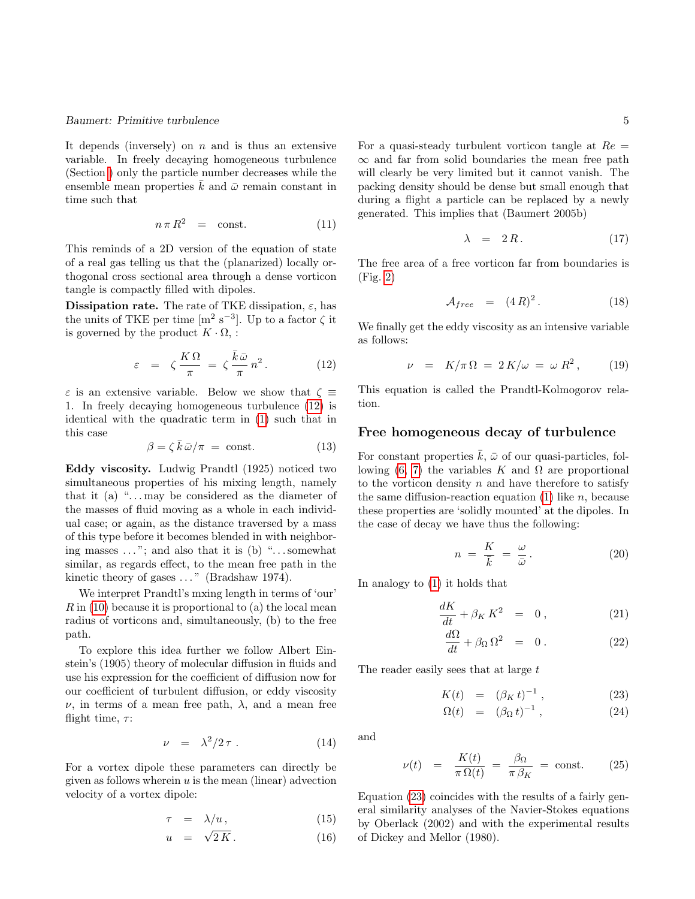It depends (inversely) on $n$ and is thus an extensive variable. In freely decaying homogeneous turbulence (Section ) only the particle number decreases while the ensemble mean properties $\bar{k}$ and $\bar{\omega}$ remain constant in time such that

$$n\,\pi\,R^2 \quad = \quad \text{const.} \tag{11}$$

This reminds of a 2D version of the equation of state of a real gas telling us that the (planarized) locally orthogonal cross sectional area through a dense vorticon tangle is compactly filled with dipoles.

**Dissipation rate.** The rate of TKE dissipation, $\varepsilon$, has the units of TKE per time [$\text{m}^2\ \text{s}^{-3}$]. Up to a factor $\zeta$ it is governed by the product $K \cdot \Omega$, :

$$\varepsilon \quad = \quad \zeta\,\frac{K\,\Omega}{\pi} \;=\; \zeta\,\frac{\bar{k}\,\bar{\omega}}{\pi}\,n^2\,. \tag{12}$$

$\varepsilon$ is an extensive variable. Below we show that $\zeta \equiv 1$. In freely decaying homogeneous turbulence (12) is identical with the quadratic term in (1) such that in this case

$$\beta = \zeta\,\bar{k}\,\bar{\omega}/\pi \;=\; \text{const.} \tag{13}$$

**Eddy viscosity.** Ludwig Prandtl (1925) noticed two simultaneous properties of his mixing length, namely that it (a) "...may be considered as the diameter of the masses of fluid moving as a whole in each individual case; or again, as the distance traversed by a mass of this type before it becomes blended in with neighboring masses ..."; and also that it is (b) "...somewhat similar, as regards effect, to the mean free path in the kinetic theory of gases ..." (Bradshaw 1974).

We interpret Prandtl's mxing length in terms of 'our' $R$ in (10) because it is proportional to (a) the local mean radius of vorticons and, simultaneously, (b) to the free path.

To explore this idea further we follow Albert Einstein's (1905) theory of molecular diffusion in fluids and use his expression for the coefficient of diffusion now for our coefficient of turbulent diffusion, or eddy viscosity $\nu$, in terms of a mean free path, $\lambda$, and a mean free flight time, $\tau$:

$$\nu \quad = \quad \lambda^2/2\,\tau\;. \tag{14}$$

For a vortex dipole these parameters can directly be given as follows wherein $u$ is the mean (linear) advection velocity of a vortex dipole:

$$\tau \quad = \quad \lambda/u\,, \tag{15}$$

$$u \quad = \quad \sqrt{2\,K}\,. \tag{16}$$

For a quasi-steady turbulent vorticon tangle at $Re = \infty$ and far from solid boundaries the mean free path will clearly be very limited but it cannot vanish. The packing density should be dense but small enough that during a flight a particle can be replaced by a newly generated. This implies that (Baumert 2005b)

$$\lambda \quad = \quad 2\,R\,. \tag{17}$$

The free area of a free vorticon far from boundaries is (Fig. 2)

$$\mathcal{A}_{free} \quad = \quad (4\,R)^2\,. \tag{18}$$

We finally get the eddy viscosity as an intensive variable as follows:

$$\nu \quad = \quad K/\pi\,\Omega \;=\; 2\,K/\omega \;=\; \omega\;R^2\,, \tag{19}$$

This equation is called the Prandtl-Kolmogorov relation.

## Free homogeneous decay of turbulence

For constant properties $\bar{k}$, $\bar{\omega}$ of our quasi-particles, following (6, 7) the variables $K$ and $\Omega$ are proportional to the vorticon density $n$ and have therefore to satisfy the same diffusion-reaction equation (1) like $n$, because these properties are 'solidly mounted' at the dipoles. In the case of decay we have thus the following:

$$n \;=\; \frac{K}{\bar{k}} \;=\; \frac{\omega}{\bar{\omega}}\,. \tag{20}$$

In analogy to (1) it holds that

$$\frac{dK}{dt} + \beta_K\,K^2 \quad = \quad 0\,, \tag{21}$$

$$\frac{d\Omega}{dt} + \beta_\Omega\,\Omega^2 \quad = \quad 0\,. \tag{22}$$

The reader easily sees that at large $t$

$$K(t) \quad = \quad (\beta_K\,t)^{-1}\,, \tag{23}$$

$$\Omega(t) \quad = \quad (\beta_\Omega\,t)^{-1}\,, \tag{24}$$

and

$$\nu(t) \quad = \quad \frac{K(t)}{\pi\,\Omega(t)} \;=\; \frac{\beta_\Omega}{\pi\,\beta_K} \;=\; \text{const.} \tag{25}$$

Equation (23) coincides with the results of a fairly general similarity analyses of the Navier-Stokes equations by Oberlack (2002) and with the experimental results of Dickey and Mellor (1980).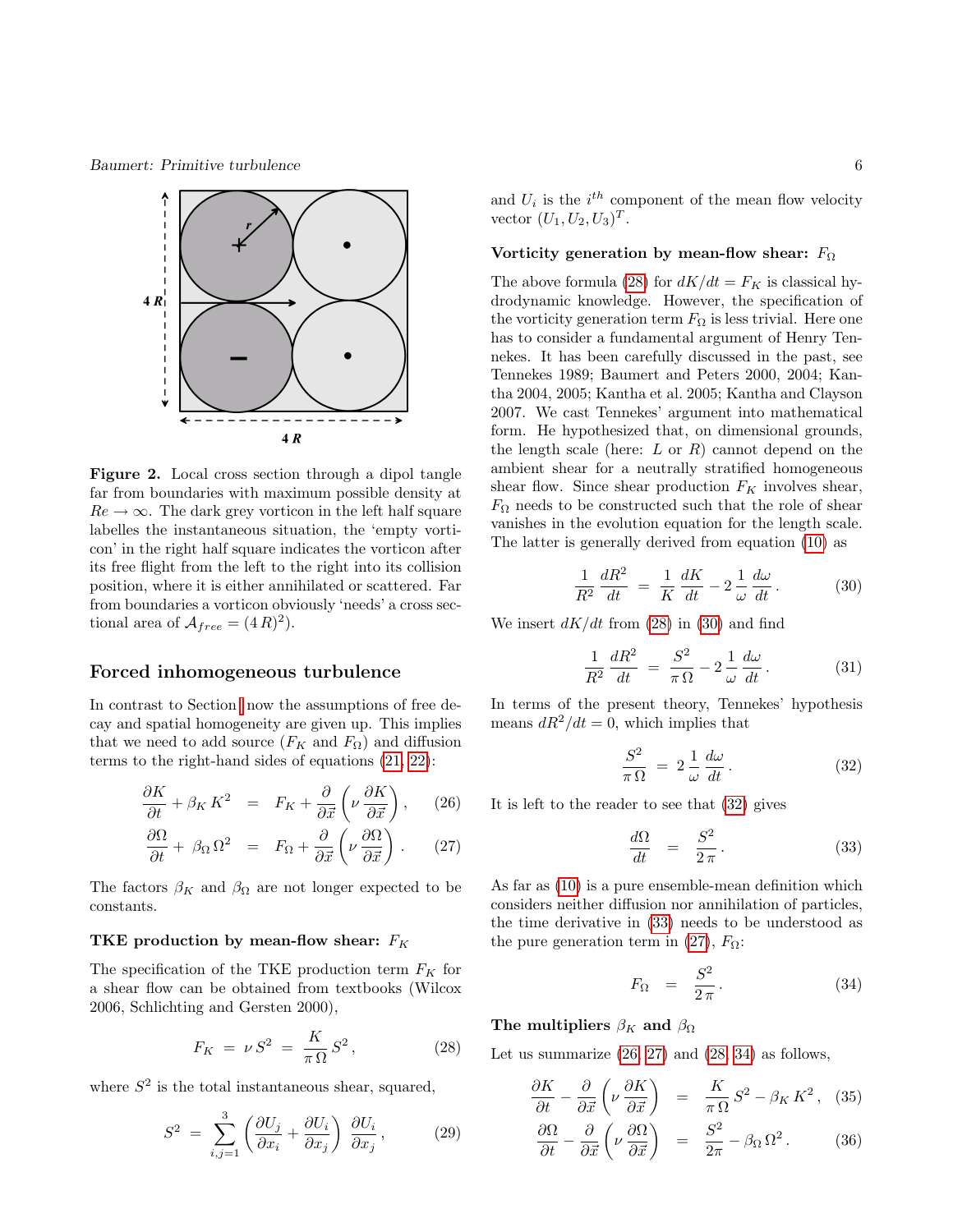**Figure 2.** Local cross section through a dipol tangle far from boundaries with maximum possible density at $Re \to \infty$. The dark grey vorticon in the left half square labelles the instantaneous situation, the 'empty vorticon' in the right half square indicates the vorticon after its free flight from the left to the right into its collision position, where it is either annihilated or scattered. Far from boundaries a vorticon obviously 'needs' a cross sectional area of $\mathcal{A}_{free} = (4\,R)^2$).

## Forced inhomogeneous turbulence

In contrast to Section 1 now the assumptions of free decay and spatial homogeneity are given up. This implies that we need to add source ($F_K$ and $F_\Omega$) and diffusion terms to the right-hand sides of equations (21, 22):

$$\frac{\partial K}{\partial t} + \beta_K\, K^2 \;=\; F_K + \frac{\partial}{\partial \vec{x}}\left(\nu\, \frac{\partial K}{\partial \vec{x}}\right), \qquad (26)$$

$$\frac{\partial \Omega}{\partial t} + \beta_\Omega\, \Omega^2 \;=\; F_\Omega + \frac{\partial}{\partial \vec{x}}\left(\nu\, \frac{\partial \Omega}{\partial \vec{x}}\right). \qquad (27)$$

The factors $\beta_K$ and $\beta_\Omega$ are not longer expected to be constants.

### TKE production by mean-flow shear: $F_K$

The specification of the TKE production term $F_K$ for a shear flow can be obtained from textbooks (Wilcox 2006, Schlichting and Gersten 2000),

$$F_K \;=\; \nu\, S^2 \;=\; \frac{K}{\pi\,\Omega}\, S^2\,, \qquad (28)$$

where $S^2$ is the total instantaneous shear, squared,

$$S^2 \;=\; \sum_{i,j=1}^{3} \left(\frac{\partial U_j}{\partial x_i} + \frac{\partial U_i}{\partial x_j}\right) \frac{\partial U_i}{\partial x_j}\,, \qquad (29)$$

and $U_i$ is the $i^{th}$ component of the mean flow velocity vector $(U_1, U_2, U_3)^T$.

### Vorticity generation by mean-flow shear: $F_\Omega$

The above formula (28) for $dK/dt = F_K$ is classical hydrodynamic knowledge. However, the specification of the vorticity generation term $F_\Omega$ is less trivial. Here one has to consider a fundamental argument of Henry Tennekes. It has been carefully discussed in the past, see Tennekes 1989; Baumert and Peters 2000, 2004; Kantha 2004, 2005; Kantha et al. 2005; Kantha and Clayson 2007. We cast Tennekes' argument into mathematical form. He hypothesized that, on dimensional grounds, the length scale (here: $L$ or $R$) cannot depend on the ambient shear for a neutrally stratified homogeneous shear flow. Since shear production $F_K$ involves shear, $F_\Omega$ needs to be constructed such that the role of shear vanishes in the evolution equation for the length scale. The latter is generally derived from equation (10) as

$$\frac{1}{R^2}\,\frac{dR^2}{dt} \;=\; \frac{1}{K}\,\frac{dK}{dt} - 2\,\frac{1}{\omega}\,\frac{d\omega}{dt}\,. \qquad (30)$$

We insert $dK/dt$ from (28) in (30) and find

$$\frac{1}{R^2}\,\frac{dR^2}{dt} \;=\; \frac{S^2}{\pi\,\Omega} - 2\,\frac{1}{\omega}\,\frac{d\omega}{dt}\,. \qquad (31)$$

In terms of the present theory, Tennekes' hypothesis means $dR^2/dt = 0$, which implies that

$$\frac{S^2}{\pi\,\Omega} \;=\; 2\,\frac{1}{\omega}\,\frac{d\omega}{dt}\,. \qquad (32)$$

It is left to the reader to see that (32) gives

$$\frac{d\Omega}{dt} \;=\; \frac{S^2}{2\,\pi}\,. \qquad (33)$$

As far as (10) is a pure ensemble-mean definition which considers neither diffusion nor annihilation of particles, the time derivative in (33) needs to be understood as the pure generation term in (27), $F_\Omega$:

$$F_\Omega \;=\; \frac{S^2}{2\,\pi}\,. \qquad (34)$$

### The multipliers $\beta_K$ and $\beta_\Omega$

Let us summarize (26, 27) and (28, 34) as follows,

$$\frac{\partial K}{\partial t} - \frac{\partial}{\partial \vec{x}}\left(\nu\, \frac{\partial K}{\partial \vec{x}}\right) \;=\; \frac{K}{\pi\,\Omega}\, S^2 - \beta_K\, K^2\,, \qquad (35)$$

$$\frac{\partial \Omega}{\partial t} - \frac{\partial}{\partial \vec{x}}\left(\nu\, \frac{\partial \Omega}{\partial \vec{x}}\right) \;=\; \frac{S^2}{2\pi} - \beta_\Omega\, \Omega^2\,. \qquad (36)$$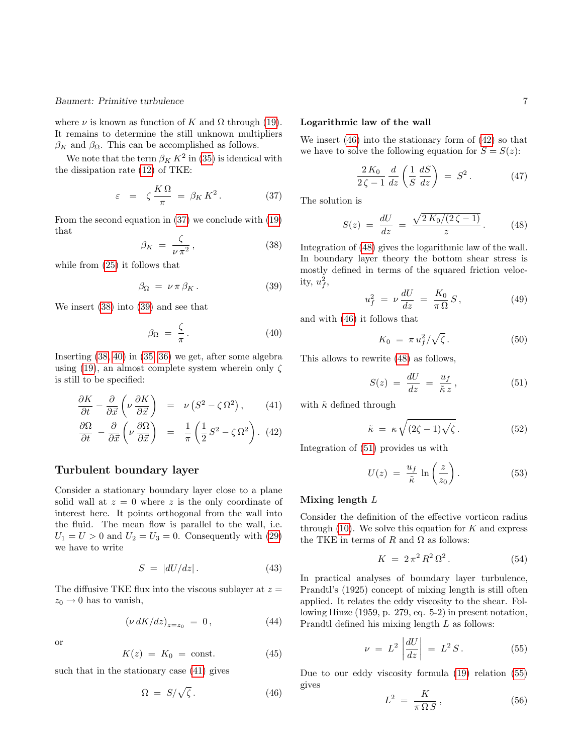where $\nu$ is known as function of $K$ and $\Omega$ through (19). It remains to determine the still unknown multipliers $\beta_K$ and $\beta_\Omega$. This can be accomplished as follows.

We note that the term $\beta_K K^2$ in (35) is identical with the dissipation rate (12) of TKE:

$$\varepsilon \;=\; \zeta \frac{K\,\Omega}{\pi} \;=\; \beta_K\, K^2 \,. \tag{37}$$

From the second equation in (37) we conclude with (19) that

$$\beta_K \;=\; \frac{\zeta}{\nu\,\pi^2}\,, \tag{38}$$

while from (25) it follows that

$$\beta_\Omega \;=\; \nu\,\pi\,\beta_K \,. \tag{39}$$

We insert (38) into (39) and see that

$$\beta_\Omega \;=\; \frac{\zeta}{\pi}\,. \tag{40}$$

Inserting (38, 40) in (35, 36) we get, after some algebra using (19), an almost complete system wherein only $\zeta$ is still to be specified:

$$\frac{\partial K}{\partial t} - \frac{\partial}{\partial \vec{x}}\left(\nu\,\frac{\partial K}{\partial \vec{x}}\right) \;=\; \nu\left(S^2 - \zeta\,\Omega^2\right), \tag{41}$$

$$\frac{\partial \Omega}{\partial t} - \frac{\partial}{\partial \vec{x}}\left(\nu\,\frac{\partial \Omega}{\partial \vec{x}}\right) \;=\; \frac{1}{\pi}\left(\frac{1}{2}\,S^2 - \zeta\,\Omega^2\right). \tag{42}$$

## Turbulent boundary layer

Consider a stationary boundary layer close to a plane solid wall at $z = 0$ where $z$ is the only coordinate of interest here. It points orthogonal from the wall into the fluid. The mean flow is parallel to the wall, i.e. $U_1 = U > 0$ and $U_2 = U_3 = 0$. Consequently with (29) we have to write

$$S \;=\; |dU/dz|\,. \tag{43}$$

The diffusive TKE flux into the viscous sublayer at $z = z_0 \to 0$ has to vanish,

$$(\nu\,dK/dz)_{z=z_0} \;=\; 0\,, \tag{44}$$

or

$$K(z) \;=\; K_0 \;=\; \text{const.} \tag{45}$$

such that in the stationary case (41) gives

$$\Omega \;=\; S/\sqrt{\zeta}\,. \tag{46}$$

### Logarithmic law of the wall

We insert (46) into the stationary form of (42) so that we have to solve the following equation for $S = S(z)$:

$$\frac{2\,K_0}{2\,\zeta - 1}\,\frac{d}{dz}\left(\frac{1}{S}\,\frac{dS}{dz}\right) \;=\; S^2\,. \tag{47}$$

The solution is

$$S(z) \;=\; \frac{dU}{dz} \;=\; \frac{\sqrt{2\,K_0/(2\,\zeta - 1)}}{z}\,. \tag{48}$$

Integration of (48) gives the logarithmic law of the wall. In boundary layer theory the bottom shear stress is mostly defined in terms of the squared friction velocity, $u_f^2$,

$$u_f^2 \;=\; \nu\,\frac{dU}{dz} \;=\; \frac{K_0}{\pi\,\Omega}\,S\,, \tag{49}$$

and with (46) it follows that

$$K_0 \;=\; \pi\,u_f^2/\sqrt{\zeta}\,. \tag{50}$$

This allows to rewrite (48) as follows,

$$S(z) \;=\; \frac{dU}{dz} \;=\; \frac{u_f}{\tilde{\kappa}\,z}\,, \tag{51}$$

with $\tilde{\kappa}$ defined through

$$\tilde{\kappa} \;=\; \kappa\,\sqrt{(2\zeta - 1)\sqrt{\zeta}}\,. \tag{52}$$

Integration of (51) provides us with

$$U(z) \;=\; \frac{u_f}{\tilde{\kappa}}\,\ln\left(\frac{z}{z_0}\right). \tag{53}$$

### Mixing length $L$

Consider the definition of the effective vorticon radius through (10). We solve this equation for $K$ and express the TKE in terms of $R$ and $\Omega$ as follows:

$$K \;=\; 2\,\pi^2\,R^2\,\Omega^2\,. \tag{54}$$

In practical analyses of boundary layer turbulence, Prandtl's (1925) concept of mixing length is still often applied. It relates the eddy viscosity to the shear. Following Hinze (1959, p. 279, eq. 5-2) in present notation, Prandtl defined his mixing length $L$ as follows:

$$\nu \;=\; L^2\left|\frac{dU}{dz}\right| \;=\; L^2\,S\,. \tag{55}$$

Due to our eddy viscosity formula (19) relation (55) gives

$$L^2 \;=\; \frac{K}{\pi\,\Omega\,S}\,, \tag{56}$$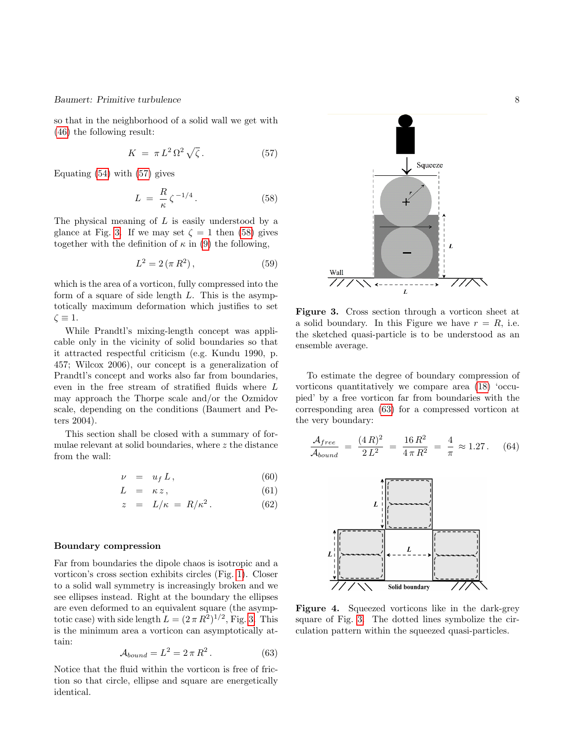so that in the neighborhood of a solid wall we get with (46) the following result:

$$K = \pi L^2 \Omega^2 \sqrt{\zeta}\,. \tag{57}$$

Equating (54) with (57) gives

$$L = \frac{R}{\kappa}\,\zeta^{-1/4}\,. \tag{58}$$

The physical meaning of $L$ is easily understood by a glance at Fig. 3. If we may set $\zeta = 1$ then (58) gives together with the definition of $\kappa$ in (9) the following,

$$L^2 = 2\,(\pi\,R^2)\,, \tag{59}$$

which is the area of a vorticon, fully compressed into the form of a square of side length $L$. This is the asymptotically maximum deformation which justifies to set $\zeta \equiv 1$.

While Prandtl's mixing-length concept was applicable only in the vicinity of solid boundaries so that it attracted respectful criticism (e.g. Kundu 1990, p. 457; Wilcox 2006), our concept is a generalization of Prandtl's concept and works also far from boundaries, even in the free stream of stratified fluids where $L$ may approach the Thorpe scale and/or the Ozmidov scale, depending on the conditions (Baumert and Peters 2004).

This section shall be closed with a summary of formulae relevant at solid boundaries, where $z$ the distance from the wall:

$$\nu = u_f\,L\,, \tag{60}$$

$$L = \kappa\,z\,, \tag{61}$$

$$z = L/\kappa = R/\kappa^2\,. \tag{62}$$

## Boundary compression

Far from boundaries the dipole chaos is isotropic and a vorticon's cross section exhibits circles (Fig. 1). Closer to a solid wall symmetry is increasingly broken and we see ellipses instead. Right at the boundary the ellipses are even deformed to an equivalent square (the asymptotic case) with side length $L = (2\,\pi\,R^2)^{1/2}$, Fig. 3. This is the minimum area a vorticon can asymptotically attain:

$$\mathcal{A}_{bound} = L^2 = 2\,\pi\,R^2\,. \tag{63}$$

Notice that the fluid within the vorticon is free of friction so that circle, ellipse and square are energetically identical.

**Figure 3.** Cross section through a vorticon sheet at a solid boundary. In this Figure we have $r = R$, i.e. the sketched quasi-particle is to be understood as an ensemble average.

To estimate the degree of boundary compression of vorticons quantitatively we compare area (18) 'occupied' by a free vorticon far from boundaries with the corresponding area (63) for a compressed vorticon at the very boundary:

$$\frac{\mathcal{A}_{free}}{\mathcal{A}_{bound}} = \frac{(4\,R)^2}{2\,L^2} = \frac{16\,R^2}{4\,\pi\,R^2} = \frac{4}{\pi} \approx 1.27\,. \tag{64}$$

**Figure 4.** Squeezed vorticons like in the dark-grey square of Fig. 3. The dotted lines symbolize the circulation pattern within the squeezed quasi-particles.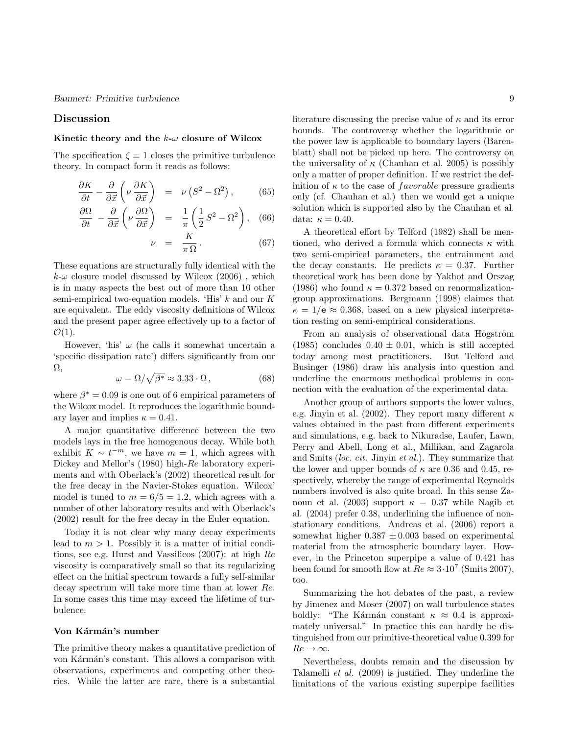## Discussion

### Kinetic theory and the $k$-$\omega$ closure of Wilcox

The specification $\zeta \equiv 1$ closes the primitive turbulence theory. In compact form it reads as follows:

$$\frac{\partial K}{\partial t} - \frac{\partial}{\partial \vec{x}}\left(\nu \frac{\partial K}{\partial \vec{x}}\right) = \nu\left(S^2 - \Omega^2\right), \tag{65}$$

$$\frac{\partial \Omega}{\partial t} - \frac{\partial}{\partial \vec{x}}\left(\nu \frac{\partial \Omega}{\partial \vec{x}}\right) = \frac{1}{\pi}\left(\frac{1}{2} S^2 - \Omega^2\right), \tag{66}$$

$$\nu = \frac{K}{\pi\,\Omega}. \tag{67}$$

These equations are structurally fully identical with the $k$-$\omega$ closure model discussed by Wilcox (2006) , which is in many aspects the best out of more than 10 other semi-empirical two-equation models. 'His' $k$ and our $K$ are equivalent. The eddy viscosity definitions of Wilcox and the present paper agree effectively up to a factor of $\mathcal{O}(1)$.

However, 'his' $\omega$ (he calls it somewhat uncertain a 'specific dissipation rate') differs significantly from our $\Omega$,

$$\omega = \Omega/\sqrt{\beta^*} \approx 3.3\bar{3} \cdot \Omega\,, \tag{68}$$

where $\beta^* = 0.09$ is one out of 6 empirical parameters of the Wilcox model. It reproduces the logarithmic boundary layer and implies $\kappa = 0.41$.

A major quantitative difference between the two models lays in the free homogenous decay. While both exhibit $K \sim t^{-m}$, we have $m = 1$, which agrees with Dickey and Mellor's (1980) high-$Re$ laboratory experiments and with Oberlack's (2002) theoretical result for the free decay in the Navier-Stokes equation. Wilcox' model is tuned to $m = 6/5 = 1.2$, which agrees with a number of other laboratory results and with Oberlack's (2002) result for the free decay in the Euler equation.

Today it is not clear why many decay experiments lead to $m > 1$. Possibly it is a matter of initial conditions, see e.g. Hurst and Vassilicos (2007): at high $Re$ viscosity is comparatively small so that its regularizing effect on the initial spectrum towards a fully self-similar decay spectrum will take more time than at lower $Re$. In some cases this time may exceed the lifetime of turbulence.

### Von Kármán's number

The primitive theory makes a quantitative prediction of von Kármán's constant. This allows a comparison with observations, experiments and competing other theories. While the latter are rare, there is a substantial literature discussing the precise value of $\kappa$ and its error bounds. The controversy whether the logarithmic or the power law is applicable to boundary layers (Barenblatt) shall not be picked up here. The controversy on the universality of $\kappa$ (Chauhan et al. 2005) is possibly only a matter of proper definition. If we restrict the definition of $\kappa$ to the case of *favorable* pressure gradients only (cf. Chauhan et al.) then we would get a unique solution which is supported also by the Chauhan et al. data: $\kappa = 0.40$.

A theoretical effort by Telford (1982) shall be mentioned, who derived a formula which connects $\kappa$ with two semi-empirical parameters, the entrainment and the decay constants. He predicts $\kappa = 0.37$. Further theoretical work has been done by Yakhot and Orszag (1986) who found $\kappa = 0.372$ based on renormalization-group approximations. Bergmann (1998) claimes that $\kappa = 1/\mathbf{e} \approx 0.368$, based on a new physical interpretation resting on semi-empirical considerations.

From an analysis of observational data Högström (1985) concludes $0.40 \pm 0.01$, which is still accepted today among most practitioners. But Telford and Businger (1986) draw his analysis into question and underline the enormous methodical problems in connection with the evaluation of the experimental data.

Another group of authors supports the lower values, e.g. Jinyin et al. (2002). They report many different $\kappa$ values obtained in the past from different experiments and simulations, e.g. back to Nikuradse, Laufer, Lawn, Perry and Abell, Long et al., Millikan, and Zagarola and Smits (*loc. cit.* Jinyin *et al.*). They summarize that the lower and upper bounds of $\kappa$ are 0.36 and 0.45, respectively, whereby the range of experimental Reynolds numbers involved is also quite broad. In this sense Zanoun et al. (2003) support $\kappa = 0.37$ while Nagib et al. (2004) prefer 0.38, underlining the influence of nonstationary conditions. Andreas et al. (2006) report a somewhat higher $0.387 \pm 0.003$ based on experimental material from the atmospheric boundary layer. However, in the Princeton superpipe a value of 0.421 has been found for smooth flow at $Re \approx 3 \cdot 10^7$ (Smits 2007), too.

Summarizing the hot debates of the past, a review by Jimenez and Moser (2007) on wall turbulence states boldly: "The Kármán constant $\kappa \approx 0.4$ is approximately universal." In practice this can hardly be distinguished from our primitive-theoretical value 0.399 for $Re \to \infty$.

Nevertheless, doubts remain and the discussion by Talamelli *et al.* (2009) is justified. They underline the limitations of the various existing superpipe facilities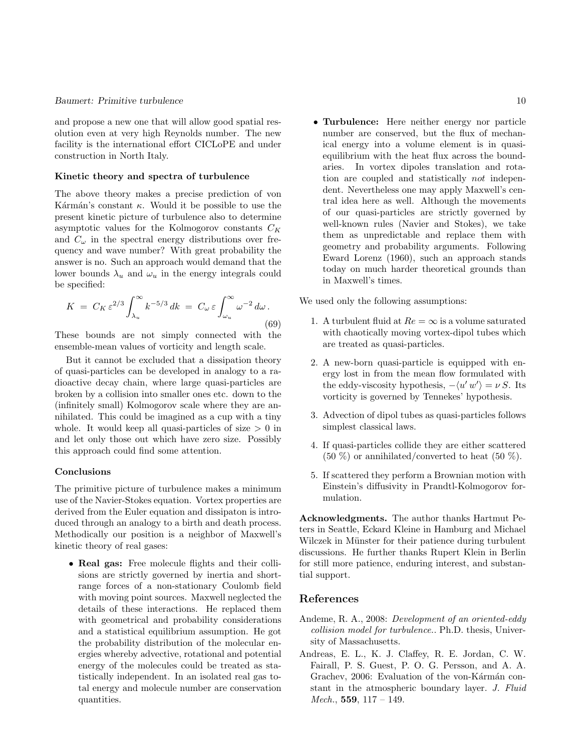and propose a new one that will allow good spatial resolution even at very high Reynolds number. The new facility is the international effort CICLoPE and under construction in North Italy.

### Kinetic theory and spectra of turbulence

The above theory makes a precise prediction of von Kármán's constant $\kappa$. Would it be possible to use the present kinetic picture of turbulence also to determine asymptotic values for the Kolmogorov constants $C_K$ and $C_\omega$ in the spectral energy distributions over frequency and wave number? With great probability the answer is no. Such an approach would demand that the lower bounds $\lambda_u$ and $\omega_u$ in the energy integrals could be specified:

$$K \; = \; C_K \, \varepsilon^{2/3} \int_{\lambda_u}^{\infty} k^{-5/3} \, dk \; = \; C_\omega \, \varepsilon \int_{\omega_u}^{\infty} \omega^{-2} \, d\omega \, . \tag{69}$$

These bounds are not simply connected with the ensemble-mean values of vorticity and length scale.

But it cannot be excluded that a dissipation theory of quasi-particles can be developed in analogy to a radioactive decay chain, where large quasi-particles are broken by a collision into smaller ones etc. down to the (infinitely small) Kolmogorov scale where they are annihilated. This could be imagined as a cup with a tiny whole. It would keep all quasi-particles of size $> 0$ in and let only those out which have zero size. Possibly this approach could find some attention.

### Conclusions

The primitive picture of turbulence makes a minimum use of the Navier-Stokes equation. Vortex properties are derived from the Euler equation and dissipaton is introduced through an analogy to a birth and death process. Methodically our position is a neighbor of Maxwell's kinetic theory of real gases:

- **Real gas:** Free molecule flights and their collisions are strictly governed by inertia and short-range forces of a non-stationary Coulomb field with moving point sources. Maxwell neglected the details of these interactions. He replaced them with geometrical and probability considerations and a statistical equilibrium assumption. He got the probability distribution of the molecular energies whereby advective, rotational and potential energy of the molecules could be treated as statistically independent. In an isolated real gas total energy and molecule number are conservation quantities.
- **Turbulence:** Here neither energy nor particle number are conserved, but the flux of mechanical energy into a volume element is in quasi-equilibrium with the heat flux across the boundaries. In vortex dipoles translation and rotation are coupled and statistically *not* independent. Nevertheless one may apply Maxwell's central idea here as well. Although the movements of our quasi-particles are strictly governed by well-known rules (Navier and Stokes), we take them as unpredictable and replace them with geometry and probability arguments. Following Eward Lorenz (1960), such an approach stands today on much harder theoretical grounds than in Maxwell's times.

We used only the following assumptions:

1. A turbulent fluid at $Re = \infty$ is a volume saturated with chaotically moving vortex-dipol tubes which are treated as quasi-particles.
2. A new-born quasi-particle is equipped with energy lost in from the mean flow formulated with the eddy-viscosity hypothesis, $-\langle u' \, w' \rangle = \nu \, S$. Its vorticity is governed by Tennekes' hypothesis.
3. Advection of dipol tubes as quasi-particles follows simplest classical laws.
4. If quasi-particles collide they are either scattered (50 %) or annihilated/converted to heat (50 %).
5. If scattered they perform a Brownian motion with Einstein's diffusivity in Prandtl-Kolmogorov formulation.

**Acknowledgments.** The author thanks Hartmut Peters in Seattle, Eckard Kleine in Hamburg and Michael Wilczek in Münster for their patience during turbulent discussions. He further thanks Rupert Klein in Berlin for still more patience, enduring interest, and substantial support.

## References

Andeme, R. A., 2008: *Development of an oriented-eddy collision model for turbulence.*. Ph.D. thesis, University of Massachusetts.

Andreas, E. L., K. J. Claffey, R. E. Jordan, C. W. Fairall, P. S. Guest, P. O. G. Persson, and A. A. Grachev, 2006: Evaluation of the von-Kármán constant in the atmospheric boundary layer. *J. Fluid Mech.*, **559**, 117 – 149.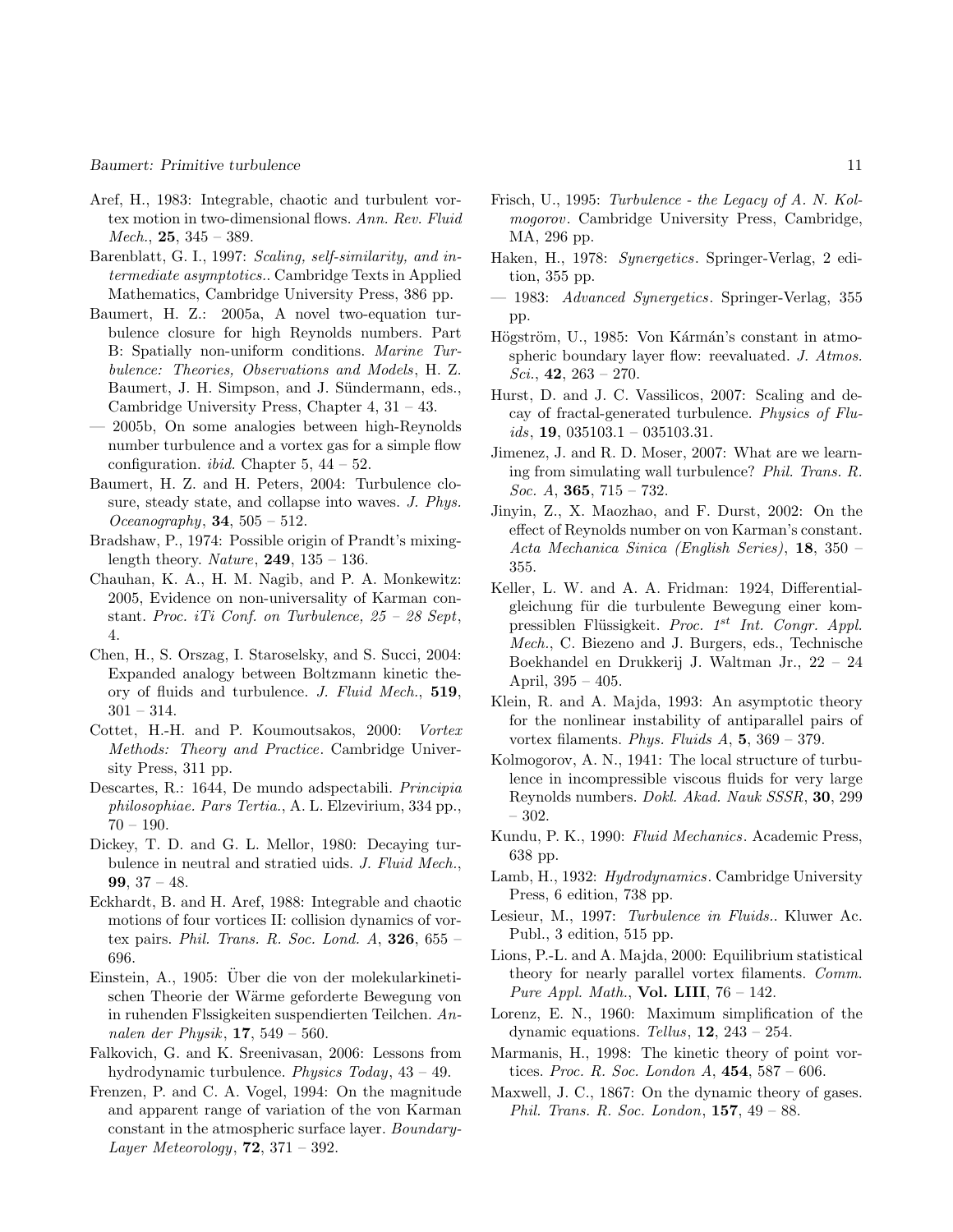Aref, H., 1983: Integrable, chaotic and turbulent vortex motion in two-dimensional flows. *Ann. Rev. Fluid Mech.*, **25**, 345 – 389.

Barenblatt, G. I., 1997: *Scaling, self-similarity, and intermediate asymptotics.*. Cambridge Texts in Applied Mathematics, Cambridge University Press, 386 pp.

Baumert, H. Z.: 2005a, A novel two-equation turbulence closure for high Reynolds numbers. Part B: Spatially non-uniform conditions. *Marine Turbulence: Theories, Observations and Models*, H. Z. Baumert, J. H. Simpson, and J. Sündermann, eds., Cambridge University Press, Chapter 4, 31 – 43.

— 2005b, On some analogies between high-Reynolds number turbulence and a vortex gas for a simple flow configuration. *ibid.* Chapter 5, 44 – 52.

Baumert, H. Z. and H. Peters, 2004: Turbulence closure, steady state, and collapse into waves. *J. Phys. Oceanography*, **34**, 505 – 512.

Bradshaw, P., 1974: Possible origin of Prandt's mixing-length theory. *Nature*, **249**, 135 – 136.

Chauhan, K. A., H. M. Nagib, and P. A. Monkewitz: 2005, Evidence on non-universality of Karman constant. *Proc. iTi Conf. on Turbulence, 25 – 28 Sept*, 4.

Chen, H., S. Orszag, I. Staroselsky, and S. Succi, 2004: Expanded analogy between Boltzmann kinetic theory of fluids and turbulence. *J. Fluid Mech.*, **519**, 301 – 314.

Cottet, H.-H. and P. Koumoutsakos, 2000: *Vortex Methods: Theory and Practice*. Cambridge University Press, 311 pp.

Descartes, R.: 1644, De mundo adspectabili. *Principia philosophiae. Pars Tertia.*, A. L. Elzevirium, 334 pp., 70 – 190.

Dickey, T. D. and G. L. Mellor, 1980: Decaying turbulence in neutral and stratied uids. *J. Fluid Mech.*, **99**, 37 – 48.

Eckhardt, B. and H. Aref, 1988: Integrable and chaotic motions of four vortices II: collision dynamics of vortex pairs. *Phil. Trans. R. Soc. Lond. A*, **326**, 655 – 696.

Einstein, A., 1905: Über die von der molekularkinetischen Theorie der Wärme geforderte Bewegung von in ruhenden Flssigkeiten suspendierten Teilchen. *Annalen der Physik*, **17**, 549 – 560.

Falkovich, G. and K. Sreenivasan, 2006: Lessons from hydrodynamic turbulence. *Physics Today*, 43 – 49.

Frenzen, P. and C. A. Vogel, 1994: On the magnitude and apparent range of variation of the von Karman constant in the atmospheric surface layer. *Boundary-Layer Meteorology*, **72**, 371 – 392.

Frisch, U., 1995: *Turbulence - the Legacy of A. N. Kolmogorov*. Cambridge University Press, Cambridge, MA, 296 pp.

Haken, H., 1978: *Synergetics*. Springer-Verlag, 2 edition, 355 pp.

— 1983: *Advanced Synergetics*. Springer-Verlag, 355 pp.

Högström, U., 1985: Von Kármán's constant in atmospheric boundary layer flow: reevaluated. *J. Atmos. Sci.*, **42**, 263 – 270.

Hurst, D. and J. C. Vassilicos, 2007: Scaling and decay of fractal-generated turbulence. *Physics of Fluids*, **19**, 035103.1 – 035103.31.

Jimenez, J. and R. D. Moser, 2007: What are we learning from simulating wall turbulence? *Phil. Trans. R. Soc. A*, **365**, 715 – 732.

Jinyin, Z., X. Maozhao, and F. Durst, 2002: On the effect of Reynolds number on von Karman's constant. *Acta Mechanica Sinica (English Series)*, **18**, 350 – 355.

Keller, L. W. and A. A. Fridman: 1924, Differentialgleichung für die turbulente Bewegung einer kompressiblen Flüssigkeit. *Proc. 1st Int. Congr. Appl. Mech.*, C. Biezeno and J. Burgers, eds., Technische Boekhandel en Drukkerij J. Waltman Jr., 22 – 24 April, 395 – 405.

Klein, R. and A. Majda, 1993: An asymptotic theory for the nonlinear instability of antiparallel pairs of vortex filaments. *Phys. Fluids A*, **5**, 369 – 379.

Kolmogorov, A. N., 1941: The local structure of turbulence in incompressible viscous fluids for very large Reynolds numbers. *Dokl. Akad. Nauk SSSR*, **30**, 299 – 302.

Kundu, P. K., 1990: *Fluid Mechanics*. Academic Press, 638 pp.

Lamb, H., 1932: *Hydrodynamics*. Cambridge University Press, 6 edition, 738 pp.

Lesieur, M., 1997: *Turbulence in Fluids.*. Kluwer Ac. Publ., 3 edition, 515 pp.

Lions, P.-L. and A. Majda, 2000: Equilibrium statistical theory for nearly parallel vortex filaments. *Comm. Pure Appl. Math.*, **Vol. LIII**, 76 – 142.

Lorenz, E. N., 1960: Maximum simplification of the dynamic equations. *Tellus*, **12**, 243 – 254.

Marmanis, H., 1998: The kinetic theory of point vortices. *Proc. R. Soc. London A*, **454**, 587 – 606.

Maxwell, J. C., 1867: On the dynamic theory of gases. *Phil. Trans. R. Soc. London*, **157**, 49 – 88.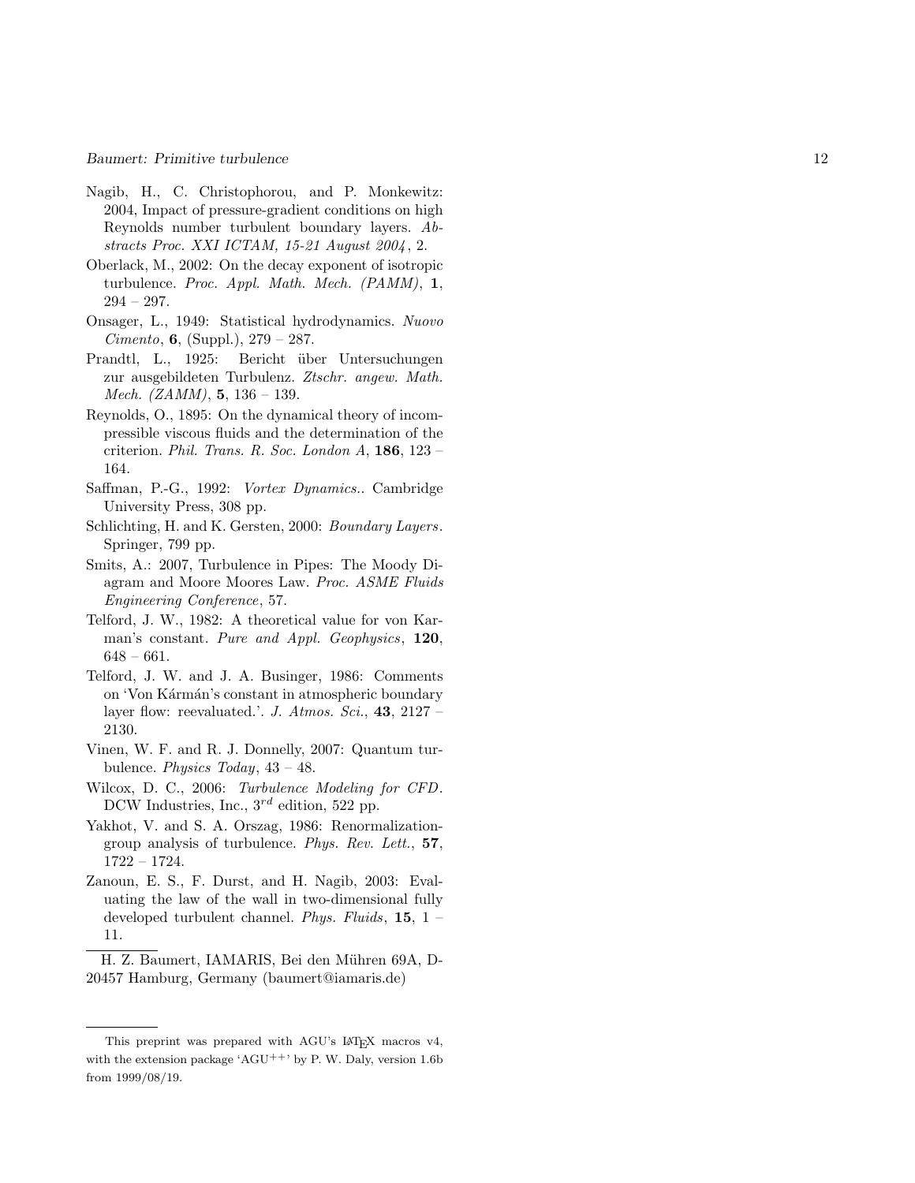Nagib, H., C. Christophorou, and P. Monkewitz: 2004, Impact of pressure-gradient conditions on high Reynolds number turbulent boundary layers. *Abstracts Proc. XXI ICTAM, 15-21 August 2004*, 2.

Oberlack, M., 2002: On the decay exponent of isotropic turbulence. *Proc. Appl. Math. Mech. (PAMM)*, **1**, 294 – 297.

Onsager, L., 1949: Statistical hydrodynamics. *Nuovo Cimento*, **6**, (Suppl.), 279 – 287.

Prandtl, L., 1925: Bericht über Untersuchungen zur ausgebildeten Turbulenz. *Ztschr. angew. Math. Mech. (ZAMM)*, **5**, 136 – 139.

Reynolds, O., 1895: On the dynamical theory of incompressible viscous fluids and the determination of the criterion. *Phil. Trans. R. Soc. London A*, **186**, 123 – 164.

Saffman, P.-G., 1992: *Vortex Dynamics.*. Cambridge University Press, 308 pp.

Schlichting, H. and K. Gersten, 2000: *Boundary Layers*. Springer, 799 pp.

Smits, A.: 2007, Turbulence in Pipes: The Moody Diagram and Moore Moores Law. *Proc. ASME Fluids Engineering Conference*, 57.

Telford, J. W., 1982: A theoretical value for von Karman's constant. *Pure and Appl. Geophysics*, **120**, 648 – 661.

Telford, J. W. and J. A. Businger, 1986: Comments on 'Von Kármán's constant in atmospheric boundary layer flow: reevaluated.'. *J. Atmos. Sci.*, **43**, 2127 – 2130.

Vinen, W. F. and R. J. Donnelly, 2007: Quantum turbulence. *Physics Today*, 43 – 48.

Wilcox, D. C., 2006: *Turbulence Modeling for CFD*. DCW Industries, Inc., $3^{rd}$ edition, 522 pp.

Yakhot, V. and S. A. Orszag, 1986: Renormalization-group analysis of turbulence. *Phys. Rev. Lett.*, **57**, 1722 – 1724.

Zanoun, E. S., F. Durst, and H. Nagib, 2003: Evaluating the law of the wall in two-dimensional fully developed turbulent channel. *Phys. Fluids*, **15**, 1 – 11.

---

H. Z. Baumert, IAMARIS, Bei den Mühren 69A, D-20457 Hamburg, Germany (baumert@iamaris.de)

---

This preprint was prepared with AGU's LaTeX macros v4, with the extension package 'AGU$^{++}$' by P. W. Daly, version 1.6b from 1999/08/19.